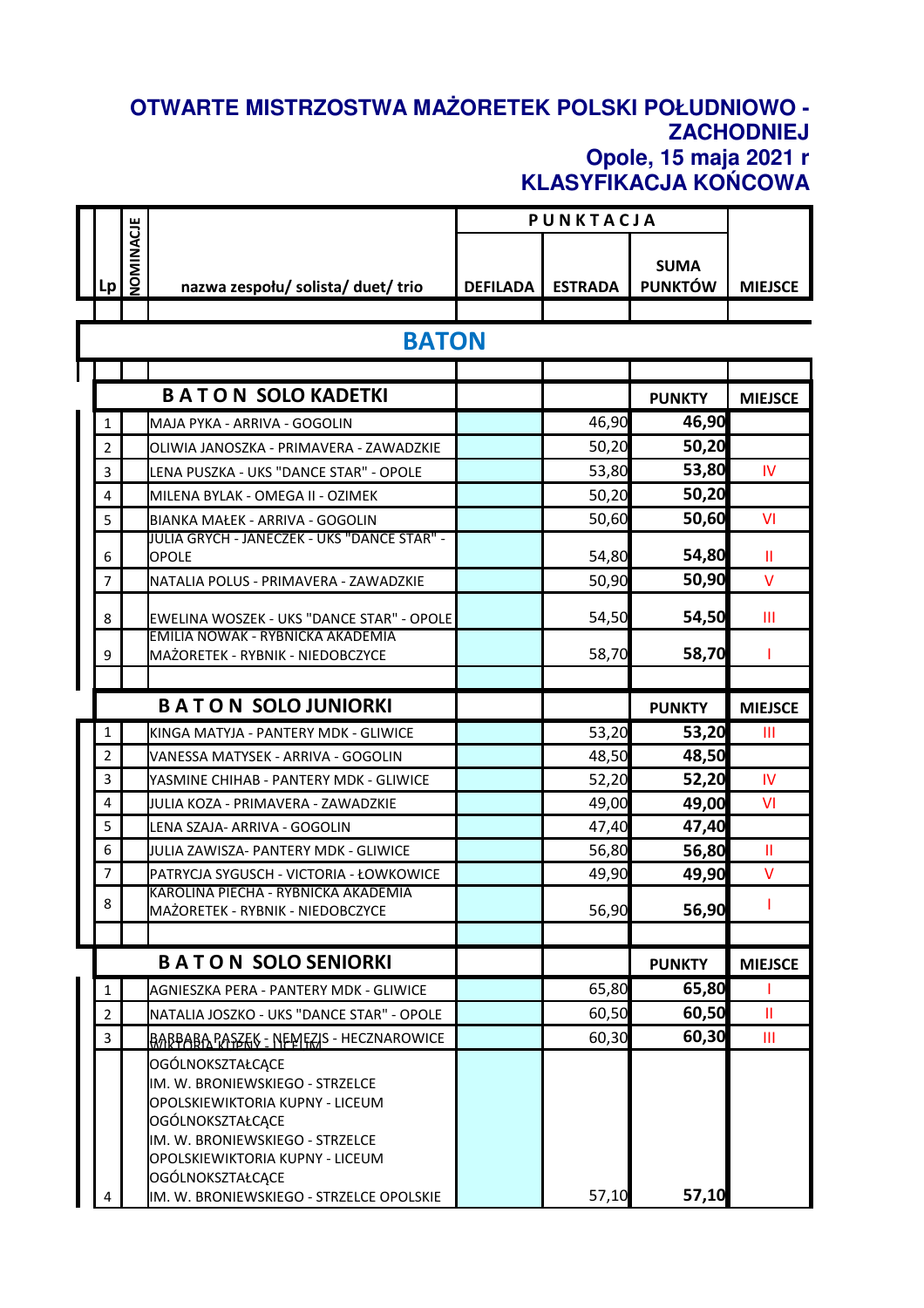# OTWARTE MISTRZOSTWA MAŻORETEK POLSKI POŁUDNIOWO - ZACHODNIEJ

## Opole, 15 maja 2021 r

## KLASYFIKACJA KOŃCOWA

| Lp | NOMINACJE | nazwa zespołu/ solista/ duet/ trio | PUNKTACJA | | | MIEJSCE |
|---|---|---|---|---|---|---|
| | | | DEFILADA | ESTRADA | SUMA PUNKTÓW | |

## BATON

| Lp | NOMINACJE | BATON SOLO KADETKI | DEFILADA | ESTRADA | PUNKTY | MIEJSCE |
|---|---|---|---|---|---|---|
| 1 | | MAJA PYKA - ARRIVA - GOGOLIN | | 46,90 | 46,90 | |
| 2 | | OLIWIA JANOSZKA - PRIMAVERA - ZAWADZKIE | | 50,20 | 50,20 | |
| 3 | | LENA PUSZKA - UKS "DANCE STAR" - OPOLE | | 53,80 | 53,80 | IV |
| 4 | | MILENA BYLAK - OMEGA II - OZIMEK | | 50,20 | 50,20 | |
| 5 | | BIANKA MAŁEK - ARRIVA - GOGOLIN | | 50,60 | 50,60 | VI |
| 6 | | JULIA GRYCH - JANECZEK - UKS "DANCE STAR" - OPOLE | | 54,80 | 54,80 | II |
| 7 | | NATALIA POLUS - PRIMAVERA - ZAWADZKIE | | 50,90 | 50,90 | V |
| 8 | | EWELINA WOSZEK - UKS "DANCE STAR" - OPOLE | | 54,50 | 54,50 | III |
| 9 | | EMILIA NOWAK - RYBNICKA AKADEMIA MAŻORETEK - RYBNIK - NIEDOBCZYCE | | 58,70 | 58,70 | I |

| Lp | NOMINACJE | BATON SOLO JUNIORKI | DEFILADA | ESTRADA | PUNKTY | MIEJSCE |
|---|---|---|---|---|---|---|
| 1 | | KINGA MATYJA - PANTERY MDK - GLIWICE | | 53,20 | 53,20 | III |
| 2 | | VANESSA MATYSEK - ARRIVA - GOGOLIN | | 48,50 | 48,50 | |
| 3 | | YASMINE CHIHAB - PANTERY MDK - GLIWICE | | 52,20 | 52,20 | IV |
| 4 | | JULIA KOZA - PRIMAVERA - ZAWADZKIE | | 49,00 | 49,00 | VI |
| 5 | | LENA SZAJA- ARRIVA - GOGOLIN | | 47,40 | 47,40 | |
| 6 | | JULIA ZAWISZA- PANTERY MDK - GLIWICE | | 56,80 | 56,80 | II |
| 7 | | PATRYCJA SYGUSCH - VICTORIA - ŁOWKOWICE | | 49,90 | 49,90 | V |
| 8 | | KAROLINA PIECHA - RYBNICKA AKADEMIA MAŻORETEK - RYBNIK - NIEDOBCZYCE | | 56,90 | 56,90 | I |

| Lp | NOMINACJE | BATON SOLO SENIORKI | DEFILADA | ESTRADA | PUNKTY | MIEJSCE |
|---|---|---|---|---|---|---|
| 1 | | AGNIESZKA PERA - PANTERY MDK - GLIWICE | | 65,80 | 65,80 | I |
| 2 | | NATALIA JOSZKO - UKS "DANCE STAR" - OPOLE | | 60,50 | 60,50 | II |
| 3 | | BARBARA PASZEK - NEMEZIS - HECZNAROWICE | | 60,30 | 60,30 | III |
| 4 | | WIKTORIA KUPNY - LICEUM OGÓLNOKSZTAŁCĄCE IM. W. BRONIEWSKIEGO - STRZELCE OPOLSKIEWIKTORIA KUPNY - LICEUM OGÓLNOKSZTAŁCĄCE IM. W. BRONIEWSKIEGO - STRZELCE OPOLSKIEWIKTORIA KUPNY - LICEUM OGÓLNOKSZTAŁCĄCE IM. W. BRONIEWSKIEGO - STRZELCE OPOLSKIE | | 57,10 | 57,10 | |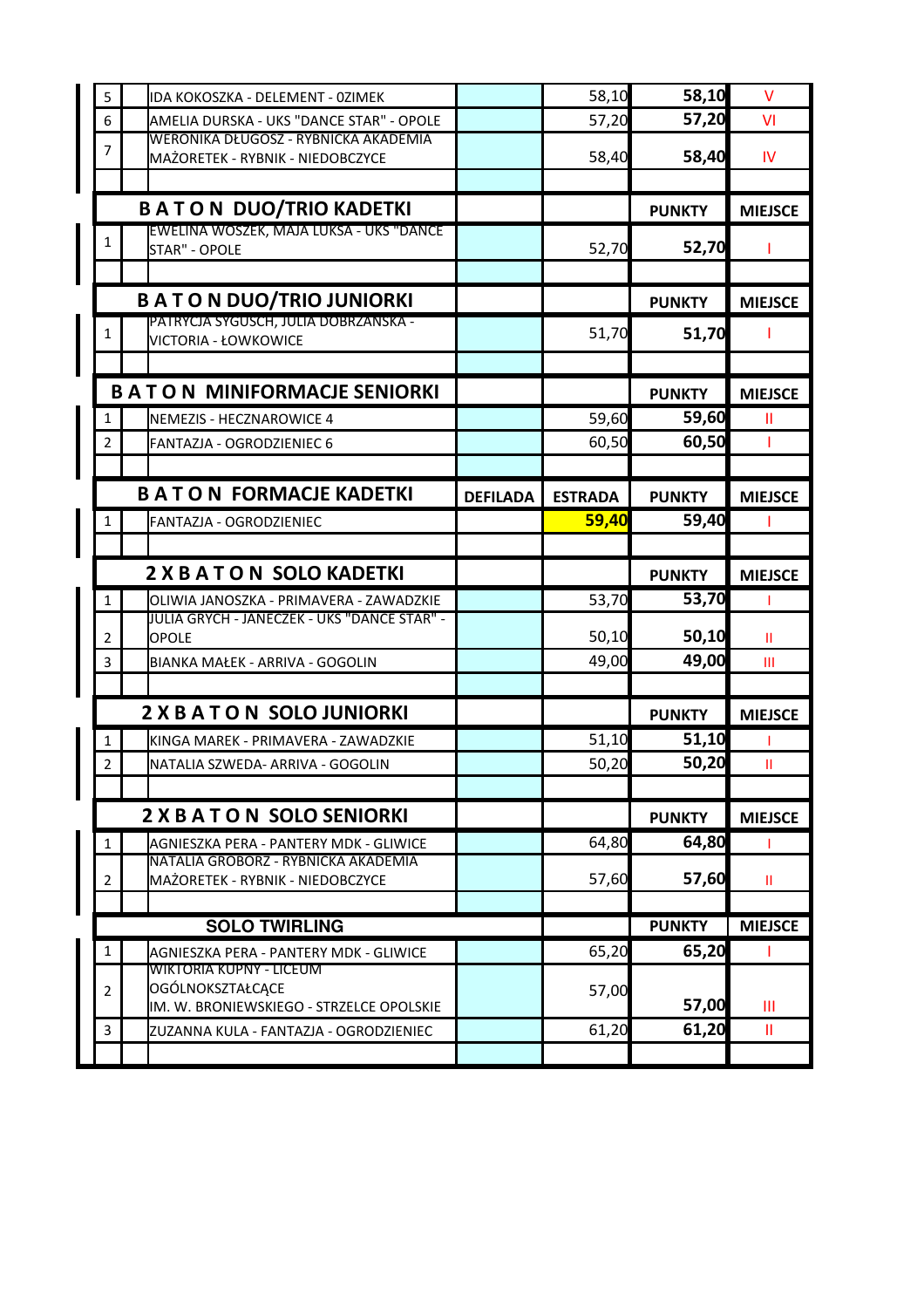| | | | | | | |
|---|---|---|---|---|---|---|
| 5 | | IDA KOKOSZKA - DELEMENT - OZIMEK | | 58,10 | 58,10 | V |
| 6 | | AMELIA DURSKA - UKS "DANCE STAR" - OPOLE | | 57,20 | 57,20 | VI |
| 7 | | WERONIKA DŁUGOSZ - RYBNICKA AKADEMIA MAŻORETEK - RYBNIK - NIEDOBCZYCE | | 58,40 | 58,40 | IV |
| | | | | | | |
| **B A T O N DUO/TRIO KADETKI** | | | | | **PUNKTY** | **MIEJSCE** |
| 1 | | EWELINA WOSZEK, MAJA LUKSA - UKS "DANCE STAR" - OPOLE | | 52,70 | 52,70 | I |
| | | | | | | |
| **B A T O N DUO/TRIO JUNIORKI** | | | | | **PUNKTY** | **MIEJSCE** |
| 1 | | PATRYCJA SYGUSCH, JULIA DOBRZAŃSKA - VICTORIA - ŁOWKOWICE | | 51,70 | 51,70 | I |
| | | | | | | |
| **B A T O N MINIFORMACJE SENIORKI** | | | | | **PUNKTY** | **MIEJSCE** |
| 1 | | NEMEZIS - HECZNAROWICE 4 | | 59,60 | 59,60 | II |
| 2 | | FANTAZJA - OGRODZIENIEC 6 | | 60,50 | 60,50 | I |
| | | | | | | |
| **B A T O N FORMACJE KADETKI** | | | **DEFILADA** | **ESTRADA** | **PUNKTY** | **MIEJSCE** |
| 1 | | FANTAZJA - OGRODZIENIEC | | 59,40 | 59,40 | I |
| | | | | | | |
| **2 X B A T O N SOLO KADETKI** | | | | | **PUNKTY** | **MIEJSCE** |
| 1 | | OLIWIA JANOSZKA - PRIMAVERA - ZAWADZKIE | | 53,70 | 53,70 | I |
| 2 | | JULIA GRYCH - JANECZEK - UKS "DANCE STAR" - OPOLE | | 50,10 | 50,10 | II |
| 3 | | BIANKA MAŁEK - ARRIVA - GOGOLIN | | 49,00 | 49,00 | III |
| | | | | | | |
| **2 X B A T O N SOLO JUNIORKI** | | | | | **PUNKTY** | **MIEJSCE** |
| 1 | | KINGA MAREK - PRIMAVERA - ZAWADZKIE | | 51,10 | 51,10 | I |
| 2 | | NATALIA SZWEDA- ARRIVA - GOGOLIN | | 50,20 | 50,20 | II |
| | | | | | | |
| **2 X B A T O N SOLO SENIORKI** | | | | | **PUNKTY** | **MIEJSCE** |
| 1 | | AGNIESZKA PERA - PANTERY MDK - GLIWICE | | 64,80 | 64,80 | I |
| 2 | | NATALIA GROBORZ - RYBNICKA AKADEMIA MAŻORETEK - RYBNIK - NIEDOBCZYCE | | 57,60 | 57,60 | II |
| | | | | | | |
| **SOLO TWIRLING** | | | | | **PUNKTY** | **MIEJSCE** |
| 1 | | AGNIESZKA PERA - PANTERY MDK - GLIWICE | | 65,20 | 65,20 | I |
| 2 | | WIKTORIA KUPNY - LICEUM OGÓLNOKSZTAŁCĄCE IM. W. BRONIEWSKIEGO - STRZELCE OPOLSKIE | | 57,00 | 57,00 | III |
| 3 | | ZUZANNA KULA - FANTAZJA - OGRODZIENIEC | | 61,20 | 61,20 | II |
| | | | | | | |